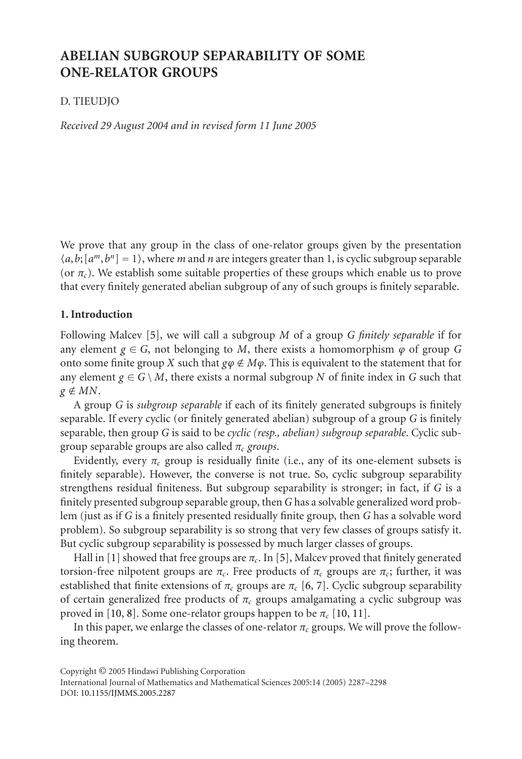# ABELIAN SUBGROUP SEPARABILITY OF SOME ONE-RELATOR GROUPS

D. TIEUDJO

*Received 29 August 2004 and in revised form 11 June 2005*

We prove that any group in the class of one-relator groups given by the presentation $\langle a, b; [a^m, b^n] = 1\rangle$, where $m$ and $n$ are integers greater than 1, is cyclic subgroup separable (or $\pi_c$). We establish some suitable properties of these groups which enable us to prove that every finitely generated abelian subgroup of any of such groups is finitely separable.

## 1. Introduction

Following Malcev [5], we will call a subgroup $M$ of a group $G$ *finitely separable* if for any element $g \in G$, not belonging to $M$, there exists a homomorphism $\varphi$ of group $G$ onto some finite group $X$ such that $g\varphi \notin M\varphi$. This is equivalent to the statement that for any element $g \in G \setminus M$, there exists a normal subgroup $N$ of finite index in $G$ such that $g \notin MN$.

A group $G$ is *subgroup separable* if each of its finitely generated subgroups is finitely separable. If every cyclic (or finitely generated abelian) subgroup of a group $G$ is finitely separable, then group $G$ is said to be *cyclic (resp., abelian) subgroup separable*. Cyclic subgroup separable groups are also called $\pi_c$ *groups*.

Evidently, every $\pi_c$ group is residually finite (i.e., any of its one-element subsets is finitely separable). However, the converse is not true. So, cyclic subgroup separability strengthens residual finiteness. But subgroup separability is stronger; in fact, if $G$ is a finitely presented subgroup separable group, then $G$ has a solvable generalized word problem (just as if $G$ is a finitely presented residually finite group, then $G$ has a solvable word problem). So subgroup separability is so strong that very few classes of groups satisfy it. But cyclic subgroup separability is possessed by much larger classes of groups.

Hall in [1] showed that free groups are $\pi_c$. In [5], Malcev proved that finitely generated torsion-free nilpotent groups are $\pi_c$. Free products of $\pi_c$ groups are $\pi_c$; further, it was established that finite extensions of $\pi_c$ groups are $\pi_c$ [6, 7]. Cyclic subgroup separability of certain generalized free products of $\pi_c$ groups amalgamating a cyclic subgroup was proved in [10, 8]. Some one-relator groups happen to be $\pi_c$ [10, 11].

In this paper, we enlarge the classes of one-relator $\pi_c$ groups. We will prove the following theorem.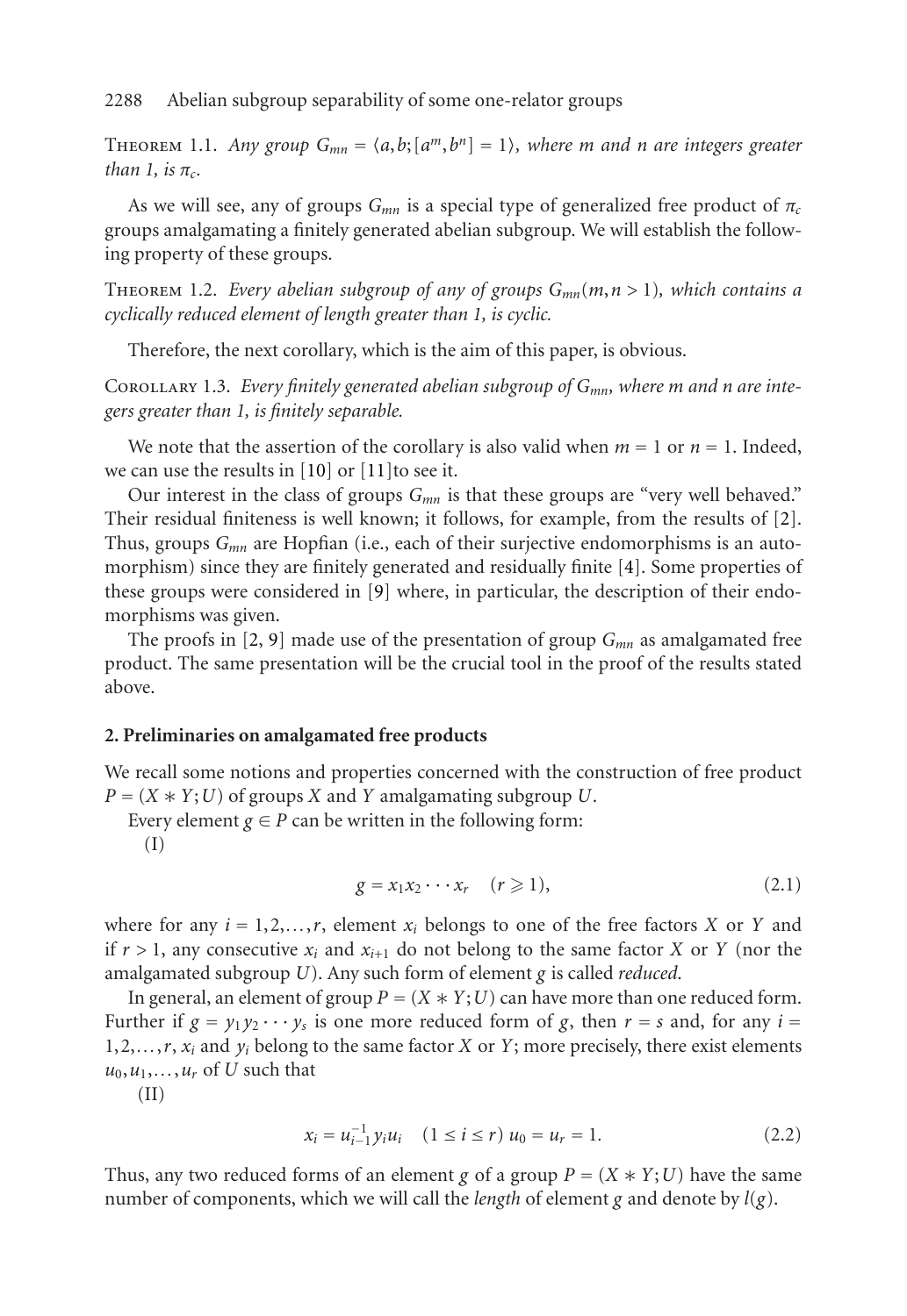Theorem 1.1. *Any group $G_{mn} = \langle a, b; [a^m, b^n] = 1\rangle$, where $m$ and $n$ are integers greater than 1, is $\pi_c$.*

As we will see, any of groups $G_{mn}$ is a special type of generalized free product of $\pi_c$ groups amalgamating a finitely generated abelian subgroup. We will establish the following property of these groups.

Theorem 1.2. *Every abelian subgroup of any of groups $G_{mn}(m, n > 1)$, which contains a cyclically reduced element of length greater than 1, is cyclic.*

Therefore, the next corollary, which is the aim of this paper, is obvious.

Corollary 1.3. *Every finitely generated abelian subgroup of $G_{mn}$, where $m$ and $n$ are integers greater than 1, is finitely separable.*

We note that the assertion of the corollary is also valid when $m = 1$ or $n = 1$. Indeed, we can use the results in [10] or [11]to see it.

Our interest in the class of groups $G_{mn}$ is that these groups are "very well behaved." Their residual finiteness is well known; it follows, for example, from the results of [2]. Thus, groups $G_{mn}$ are Hopfian (i.e., each of their surjective endomorphisms is an automorphism) since they are finitely generated and residually finite [4]. Some properties of these groups were considered in [9] where, in particular, the description of their endomorphisms was given.

The proofs in [2, 9] made use of the presentation of group $G_{mn}$ as amalgamated free product. The same presentation will be the crucial tool in the proof of the results stated above.

## 2. Preliminaries on amalgamated free products

We recall some notions and properties concerned with the construction of free product $P = (X * Y; U)$ of groups $X$ and $Y$ amalgamating subgroup $U$.

Every element $g \in P$ can be written in the following form:

(I)

$$g = x_1 x_2 \cdots x_r \quad (r \geqslant 1), \tag{2.1}$$

where for any $i = 1, 2, \ldots, r$, element $x_i$ belongs to one of the free factors $X$ or $Y$ and if $r > 1$, any consecutive $x_i$ and $x_{i+1}$ do not belong to the same factor $X$ or $Y$ (nor the amalgamated subgroup $U$). Any such form of element $g$ is called *reduced*.

In general, an element of group $P = (X * Y; U)$ can have more than one reduced form. Further if $g = y_1 y_2 \cdots y_s$ is one more reduced form of $g$, then $r = s$ and, for any $i = 1, 2, \ldots, r$, $x_i$ and $y_i$ belong to the same factor $X$ or $Y$; more precisely, there exist elements $u_0, u_1, \ldots, u_r$ of $U$ such that

(II)

$$x_i = u_{i-1}^{-1} y_i u_i \quad (1 \leq i \leq r) \; u_0 = u_r = 1. \tag{2.2}$$

Thus, any two reduced forms of an element $g$ of a group $P = (X * Y; U)$ have the same number of components, which we will call the *length* of element $g$ and denote by $l(g)$.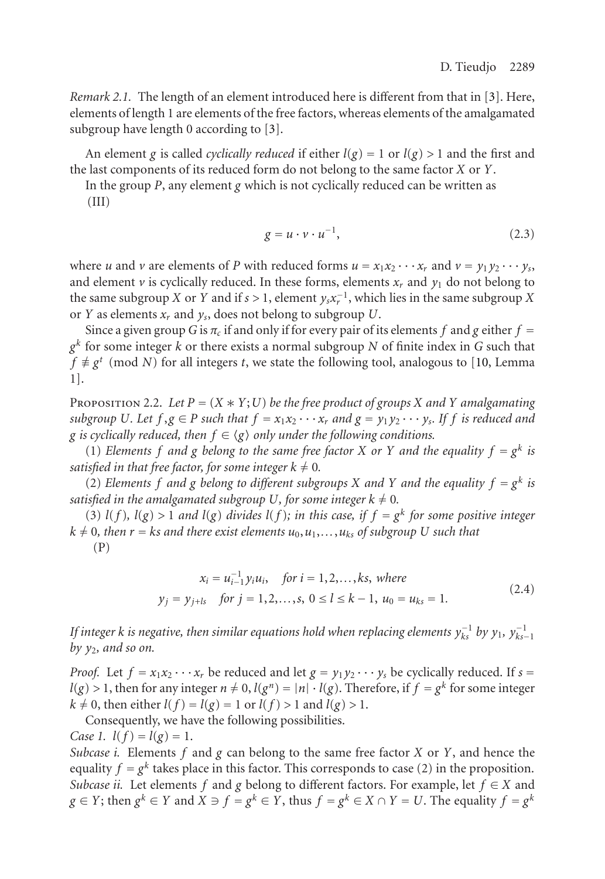*Remark 2.1.* The length of an element introduced here is different from that in [3]. Here, elements of length 1 are elements of the free factors, whereas elements of the amalgamated subgroup have length 0 according to [3].

An element $g$ is called *cyclically reduced* if either $l(g) = 1$ or $l(g) > 1$ and the first and the last components of its reduced form do not belong to the same factor $X$ or $Y$.

In the group $P$, any element $g$ which is not cyclically reduced can be written as

(III)

$$g = u \cdot v \cdot u^{-1}, \tag{2.3}$$

where $u$ and $v$ are elements of $P$ with reduced forms $u = x_1 x_2 \cdots x_r$ and $v = y_1 y_2 \cdots y_s$, and element $v$ is cyclically reduced. In these forms, elements $x_r$ and $y_1$ do not belong to the same subgroup $X$ or $Y$ and if $s > 1$, element $y_s x_r^{-1}$, which lies in the same subgroup $X$ or $Y$ as elements $x_r$ and $y_s$, does not belong to subgroup $U$.

Since a given group $G$ is $\pi_c$ if and only if for every pair of its elements $f$ and $g$ either $f = g^k$ for some integer $k$ or there exists a normal subgroup $N$ of finite index in $G$ such that $f \not\equiv g^t \pmod N$ for all integers $t$, we state the following tool, analogous to [10, Lemma 1].

Proposition 2.2. *Let $P = (X * Y; U)$ be the free product of groups $X$ and $Y$ amalgamating subgroup $U$. Let $f, g \in P$ such that $f = x_1 x_2 \cdots x_r$ and $g = y_1 y_2 \cdots y_s$. If $f$ is reduced and $g$ is cyclically reduced, then $f \in \langle g \rangle$ only under the following conditions.*

(1) *Elements $f$ and $g$ belong to the same free factor $X$ or $Y$ and the equality $f = g^k$ is satisfied in that free factor, for some integer $k \neq 0$.*

(2) *Elements $f$ and $g$ belong to different subgroups $X$ and $Y$ and the equality $f = g^k$ is satisfied in the amalgamated subgroup $U$, for some integer $k \neq 0$.*

(3) *$l(f)$, $l(g) > 1$ and $l(g)$ divides $l(f)$; in this case, if $f = g^k$ for some positive integer $k \neq 0$, then $r = ks$ and there exist elements $u_0, u_1, \ldots, u_{ks}$ of subgroup $U$ such that*

(P)

$$\begin{aligned} x_i &= u_{i-1}^{-1} y_i u_i, \quad \text{for } i = 1, 2, \ldots, ks, \text{ where} \\ y_j &= y_{j+ls} \quad \text{for } j = 1, 2, \ldots, s,\ 0 \leq l \leq k-1,\ u_0 = u_{ks} = 1. \end{aligned} \tag{2.4}$$

*If integer $k$ is negative, then similar equations hold when replacing elements $y_{ks}^{-1}$ by $y_1$, $y_{ks-1}^{-1}$ by $y_2$, and so on.*

*Proof.* Let $f = x_1 x_2 \cdots x_r$ be reduced and let $g = y_1 y_2 \cdots y_s$ be cyclically reduced. If $s = l(g) > 1$, then for any integer $n \neq 0$, $l(g^n) = |n| \cdot l(g)$. Therefore, if $f = g^k$ for some integer $k \neq 0$, then either $l(f) = l(g) = 1$ or $l(f) > 1$ and $l(g) > 1$.

Consequently, we have the following possibilities.

*Case 1.* $l(f) = l(g) = 1$.

*Subcase i.* Elements $f$ and $g$ can belong to the same free factor $X$ or $Y$, and hence the equality $f = g^k$ takes place in this factor. This corresponds to case (2) in the proposition.

*Subcase ii.* Let elements $f$ and $g$ belong to different factors. For example, let $f \in X$ and $g \in Y$; then $g^k \in Y$ and $X \ni f = g^k \in Y$, thus $f = g^k \in X \cap Y = U$. The equality $f = g^k$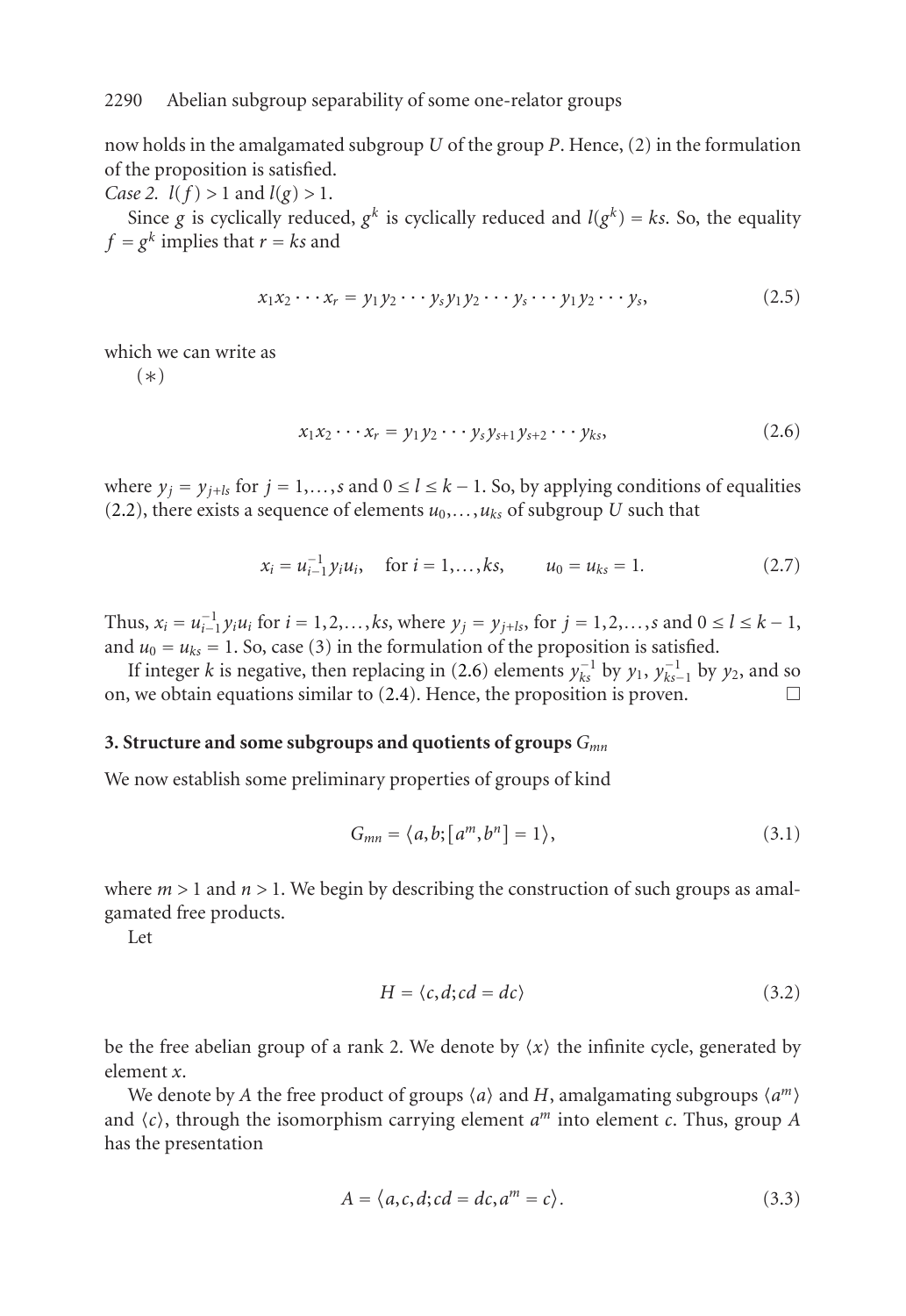now holds in the amalgamated subgroup $U$ of the group $P$. Hence, (2) in the formulation of the proposition is satisfied.

*Case 2.* $l(f) > 1$ and $l(g) > 1$.

Since $g$ is cyclically reduced, $g^k$ is cyclically reduced and $l(g^k) = ks$. So, the equality $f = g^k$ implies that $r = ks$ and

$$x_1 x_2 \cdots x_r = y_1 y_2 \cdots y_s y_1 y_2 \cdots y_s \cdots y_1 y_2 \cdots y_s, \tag{2.5}$$

which we can write as

(∗)

$$x_1 x_2 \cdots x_r = y_1 y_2 \cdots y_s y_{s+1} y_{s+2} \cdots y_{ks}, \tag{2.6}$$

where $y_j = y_{j+ls}$ for $j = 1,\dots,s$ and $0 \le l \le k-1$. So, by applying conditions of equalities (2.2), there exists a sequence of elements $u_0,\dots,u_{ks}$ of subgroup $U$ such that

$$x_i = u_{i-1}^{-1} y_i u_i, \quad \text{for } i = 1,\dots,ks, \qquad u_0 = u_{ks} = 1. \tag{2.7}$$

Thus, $x_i = u_{i-1}^{-1} y_i u_i$ for $i = 1,2,\dots,ks$, where $y_j = y_{j+ls}$, for $j = 1,2,\dots,s$ and $0 \le l \le k-1$, and $u_0 = u_{ks} = 1$. So, case (3) in the formulation of the proposition is satisfied.

If integer $k$ is negative, then replacing in (2.6) elements $y_{ks}^{-1}$ by $y_1$, $y_{ks-1}^{-1}$ by $y_2$, and so on, we obtain equations similar to (2.4). Hence, the proposition is proven. □

## 3. Structure and some subgroups and quotients of groups $G_{mn}$

We now establish some preliminary properties of groups of kind

$$G_{mn} = \langle a, b; [a^m, b^n] = 1 \rangle, \tag{3.1}$$

where $m > 1$ and $n > 1$. We begin describing the construction of such groups as amalgamated free products.

Let

$$H = \langle c, d; cd = dc \rangle \tag{3.2}$$

be the free abelian group of a rank 2. We denote by $\langle x \rangle$ the infinite cycle, generated by element $x$.

We denote by $A$ the free product of groups $\langle a \rangle$ and $H$, amalgamating subgroups $\langle a^m \rangle$ and $\langle c \rangle$, through the isomorphism carrying element $a^m$ into element $c$. Thus, group $A$ has the presentation

$$A = \langle a, c, d; cd = dc, a^m = c \rangle. \tag{3.3}$$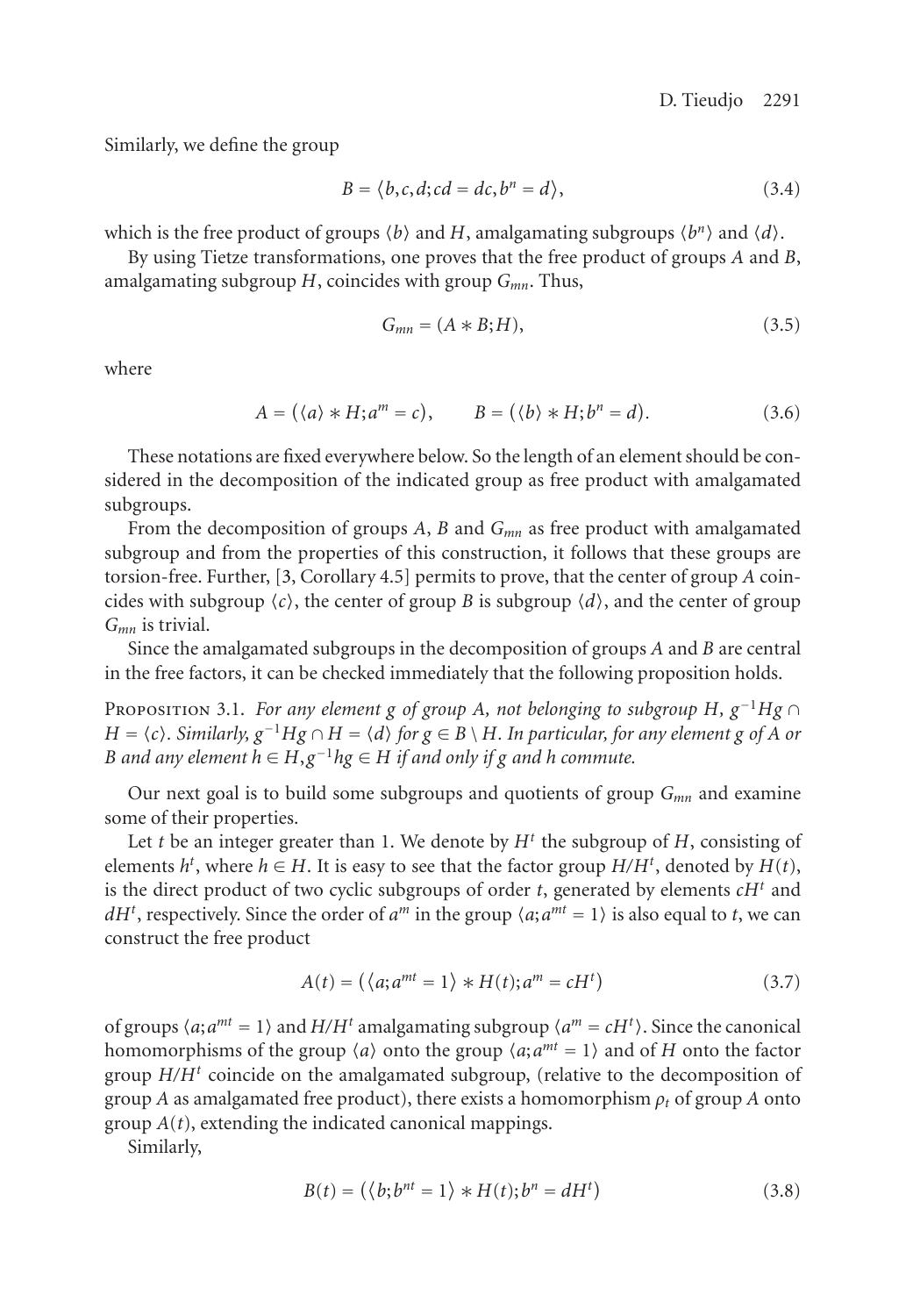Similarly, we define the group

$$B = \langle b, c, d; cd = dc, b^n = d \rangle, \tag{3.4}$$

which is the free product of groups $\langle b \rangle$ and $H$, amalgamating subgroups $\langle b^n \rangle$ and $\langle d \rangle$.

By using Tietze transformations, one proves that the free product of groups $A$ and $B$, amalgamating subgroup $H$, coincides with group $G_{mn}$. Thus,

$$G_{mn} = (A * B; H), \tag{3.5}$$

where

$$A = (\langle a \rangle * H; a^m = c), \qquad B = (\langle b \rangle * H; b^n = d). \tag{3.6}$$

These notations are fixed everywhere below. So the length of an element should be considered in the decomposition of the indicated group as free product with amalgamated subgroups.

From the decomposition of groups $A$, $B$ and $G_{mn}$ as free product with amalgamated subgroup and from the properties of this construction, it follows that these groups are torsion-free. Further, [3, Corollary 4.5] permits to prove, that the center of group $A$ coincides with subgroup $\langle c \rangle$, the center of group $B$ is subgroup $\langle d \rangle$, and the center of group $G_{mn}$ is trivial.

Since the amalgamated subgroups in the decomposition of groups $A$ and $B$ are central in the free factors, it can be checked immediately that the following proposition holds.

Proposition 3.1. *For any element $g$ of group $A$, not belonging to subgroup $H$, $g^{-1}Hg \cap H = \langle c \rangle$. Similarly, $g^{-1}Hg \cap H = \langle d \rangle$ for $g \in B \setminus H$. In particular, for any element $g$ of $A$ or $B$ and any element $h \in H, g^{-1}hg \in H$ if and only if $g$ and $h$ commute.*

Our next goal is to build some subgroups and quotients of group $G_{mn}$ and examine some of their properties.

Let $t$ be an integer greater than 1. We denote by $H^t$ the subgroup of $H$, consisting of elements $h^t$, where $h \in H$. It is easy to see that the factor group $H/H^t$, denoted by $H(t)$, is the direct product of two cyclic subgroups of order $t$, generated by elements $cH^t$ and $dH^t$, respectively. Since the order of $a^m$ in the group $\langle a; a^{mt} = 1 \rangle$ is also equal to $t$, we can construct the free product

$$A(t) = \left( \langle a; a^{mt} = 1 \rangle * H(t); a^m = cH^t \right) \tag{3.7}$$

of groups $\langle a; a^{mt} = 1 \rangle$ and $H/H^t$ amalgamating subgroup $\langle a^m = cH^t \rangle$. Since the canonical homomorphisms of the group $\langle a \rangle$ onto the group $\langle a; a^{mt} = 1 \rangle$ and of $H$ onto the factor group $H/H^t$ coincide on the amalgamated subgroup, (relative to the decomposition of group $A$ as amalgamated free product), there exists a homomorphism $\rho_t$ of group $A$ onto group $A(t)$, extending the indicated canonical mappings.

Similarly,

$$B(t) = \left( \langle b; b^{nt} = 1 \rangle * H(t); b^n = dH^t \right) \tag{3.8}$$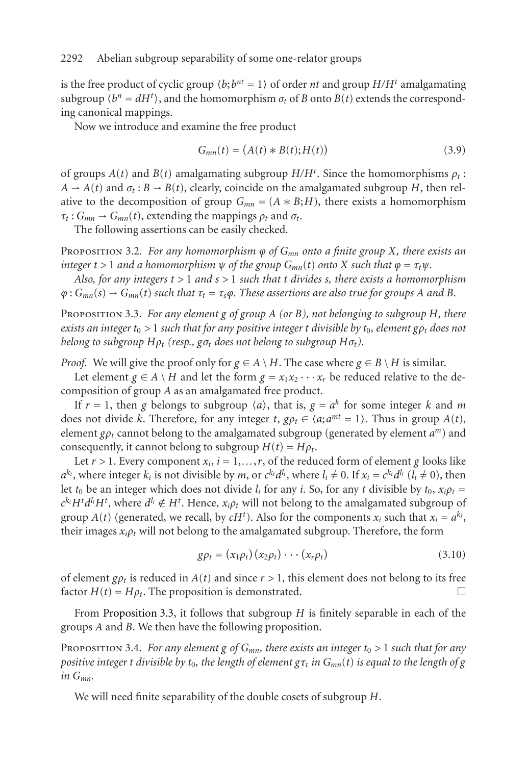is the free product of cyclic group $\langle b; b^{nt} = 1\rangle$ of order $nt$ and group $H/H^t$ amalgamating subgroup $\langle b^n = dH^t\rangle$, and the homomorphism $\sigma_t$ of $B$ onto $B(t)$ extends the corresponding canonical mappings.

Now we introduce and examine the free product

$$G_{mn}(t) = (A(t) * B(t); H(t)) \tag{3.9}$$

of groups $A(t)$ and $B(t)$ amalgamating subgroup $H/H^t$. Since the homomorphisms $\rho_t : A \to A(t)$ and $\sigma_t : B \to B(t)$, clearly, coincide on the amalgamated subgroup $H$, then relative to the decomposition of group $G_{mn} = (A * B; H)$, there exists a homomorphism $\tau_t : G_{mn} \to G_{mn}(t)$, extending the mappings $\rho_t$ and $\sigma_t$.

The following assertions can be easily checked.

Proposition 3.2. *For any homomorphism $\varphi$ of $G_{mn}$ onto a finite group $X$, there exists an integer $t > 1$ and a homomorphism $\psi$ of the group $G_{mn}(t)$ onto $X$ such that $\varphi = \tau_t\psi$.*

*Also, for any integers $t > 1$ and $s > 1$ such that $t$ divides $s$, there exists a homomorphism $\varphi : G_{mn}(s) \to G_{mn}(t)$ such that $\tau_t = \tau_s\varphi$. These assertions are also true for groups $A$ and $B$.*

Proposition 3.3. *For any element $g$ of group $A$ (or $B$), not belonging to subgroup $H$, there exists an integer $t_0 > 1$ such that for any positive integer $t$ divisible by $t_0$, element $g\rho_t$ does not belong to subgroup $H\rho_t$ (resp., $g\sigma_t$ does not belong to subgroup $H\sigma_t$).*

*Proof.* We will give the proof only for $g \in A \setminus H$. The case where $g \in B \setminus H$ is similar.

Let element $g \in A \setminus H$ and let the form $g = x_1x_2\cdots x_r$ be reduced relative to the decomposition of group $A$ as an amalgamated free product.

If $r = 1$, then $g$ belongs to subgroup $\langle a\rangle$, that is, $g = a^k$ for some integer $k$ and $m$ does not divide $k$. Therefore, for any integer $t$, $g\rho_t \in \langle a; a^{mt} = 1\rangle$. Thus in group $A(t)$, element $g\rho_t$ cannot belong to the amalgamated subgroup (generated by element $a^m$) and consequently, it cannot belong to subgroup $H(t) = H\rho_t$.

Let $r > 1$. Every component $x_i$, $i = 1,\dots,r$, of the reduced form of element $g$ looks like $a^{k_i}$, where integer $k_i$ is not divisible by $m$, or $c^{k_i}d^{l_i}$, where $l_i \neq 0$. If $x_i = c^{k_i}d^{l_i}$ ($l_i \neq 0$), then let $t_0$ be an integer which does not divide $l_i$ for any $i$. So, for any $t$ divisible by $t_0$, $x_i\rho_t = c^{k_i}H^t d^{l_i}H^t$, where $d^{l_i} \notin H^t$. Hence, $x_i\rho_t$ will not belong to the amalgamated subgroup of group $A(t)$ (generated, we recall, by $cH^t$). Also for the components $x_i$ such that $x_i = a^{k_i}$, their images $x_i\rho_t$ will not belong to the amalgamated subgroup. Therefore, the form

$$g\rho_t = (x_1\rho_t)(x_2\rho_t)\cdots(x_r\rho_t) \tag{3.10}$$

of element $g\rho_t$ is reduced in $A(t)$ and since $r > 1$, this element does not belong to its free factor $H(t) = H\rho_t$. The proposition is demonstrated. $\square$

From Proposition 3.3, it follows that subgroup $H$ is finitely separable in each of the groups $A$ and $B$. We then have the following proposition.

Proposition 3.4. *For any element $g$ of $G_{mn}$, there exists an integer $t_0 > 1$ such that for any positive integer $t$ divisible by $t_0$, the length of element $g\tau_t$ in $G_{mn}(t)$ is equal to the length of $g$ in $G_{mn}$.*

We will need finite separability of the double cosets of subgroup $H$.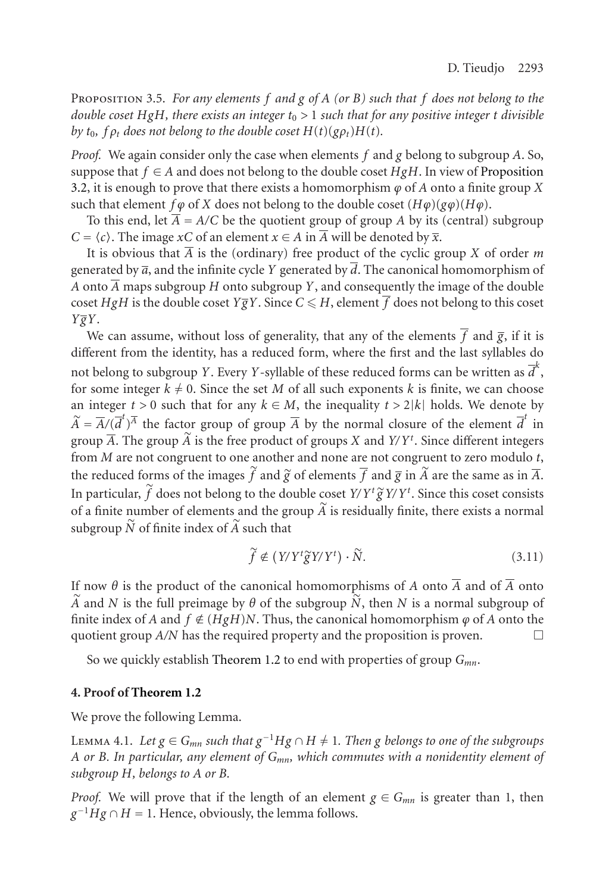Proposition 3.5. *For any elements $f$ and $g$ of $A$ ($B$) such that $f$ does not belong to the double coset $HgH$, there exists an integer $t_0 > 1$ such that for any positive integer $t$ divisible by $t_0$, $f\rho_t$ does not belong to the double coset $H(t)(g\rho_t)H(t)$.*

*Proof.* We again consider only the case when elements $f$ and $g$ belong to subgroup $A$. So, suppose that $f \in A$ and does not belong to the double coset $HgH$. In view of Proposition 3.2, it is enough to prove that there exists a homomorphism $\varphi$ of $A$ onto a finite group $X$ such that element $f\varphi$ of $X$ does not belong to the double coset $(H\varphi)(g\varphi)(H\varphi)$.

To this end, let $\overline{A} = A/C$ be the quotient group of group $A$ by its (central) subgroup $C = \langle c \rangle$. The image $xC$ of an element $x \in A$ in $\overline{A}$ will be denoted by $\overline{x}$.

It is obvious that $\overline{A}$ is the (ordinary) free product of the cyclic group $X$ of order $m$ generated by $\overline{a}$, and the infinite cycle $Y$ generated by $\overline{d}$. The canonical homomorphism of $A$ onto $\overline{A}$ maps subgroup $H$ onto subgroup $Y$, and consequently the image of the double coset $HgH$ is the double coset $Y\overline{g}Y$. Since $C \leqslant H$, element $\overline{f}$ does not belong to this coset $Y\overline{g}Y$.

We can assume, without loss of generality, that any of the elements $\overline{f}$ and $\overline{g}$, if it is different from the identity, has a reduced form, where the first and the last syllables do not belong to subgroup $Y$. Every $Y$-syllable of these reduced forms can be written as $\overline{d}^k$, for some integer $k \neq 0$. Since the set $M$ of all such exponents $k$ is finite, we can choose an integer $t > 0$ such that for any $k \in M$, the inequality $t > 2|k|$ holds. We denote by $\widetilde{A} = \overline{A}/(\overline{d}^t)^{\overline{A}}$ the factor group of group $\overline{A}$ by the normal closure of the element $\overline{d}^t$ in group $\overline{A}$. The group $\widetilde{A}$ is the free product of groups $X$ and $Y/Y^t$. Since different integers from $M$ are not congruent to one another and none are not congruent to zero modulo $t$, the reduced forms of the images $\widetilde{f}$ and $\widetilde{g}$ of elements $\overline{f}$ and $\overline{g}$ in $\widetilde{A}$ are the same as in $\overline{A}$. In particular, $\widetilde{f}$ does not belong to the double coset $Y/Y^t\widetilde{g}Y/Y^t$. Since this coset consists of a finite number of elements and the group $\widetilde{A}$ is residually finite, there exists a normal subgroup $\widetilde{N}$ of finite index of $\widetilde{A}$ such that

$$\widetilde{f} \notin (Y/Y^t\widetilde{g}Y/Y^t) \cdot \widetilde{N}. \tag{3.11}$$

If now $\theta$ is the product of the canonical homomorphisms of $A$ onto $\overline{A}$ and of $\overline{A}$ onto $\widetilde{A}$ and $N$ is the full preimage by $\theta$ of the subgroup $\widetilde{N}$, then $N$ is a normal subgroup of finite index of $A$ and $f \notin (HgH)N$. Thus, the canonical homomorphism $\varphi$ of $A$ onto the quotient group $A/N$ has the required property and the proposition is proven. □

So we quickly establish Theorem 1.2 to end with properties of group $G_{mn}$.

## 4. Proof of Theorem 1.2

We prove the following Lemma.

Lemma 4.1. *Let $g \in G_{mn}$ such that $g^{-1}Hg \cap H \neq 1$. Then $g$ belongs to one of the subgroups $A$ or $B$. In particular, any element of $G_{mn}$, which commutes with a nonidentity element of subgroup $H$, belongs to $A$ or $B$.*

*Proof.* We will prove that if the length of an element $g \in G_{mn}$ is greater than 1, then $g^{-1}Hg \cap H = 1$. Hence, obviously, the lemma follows.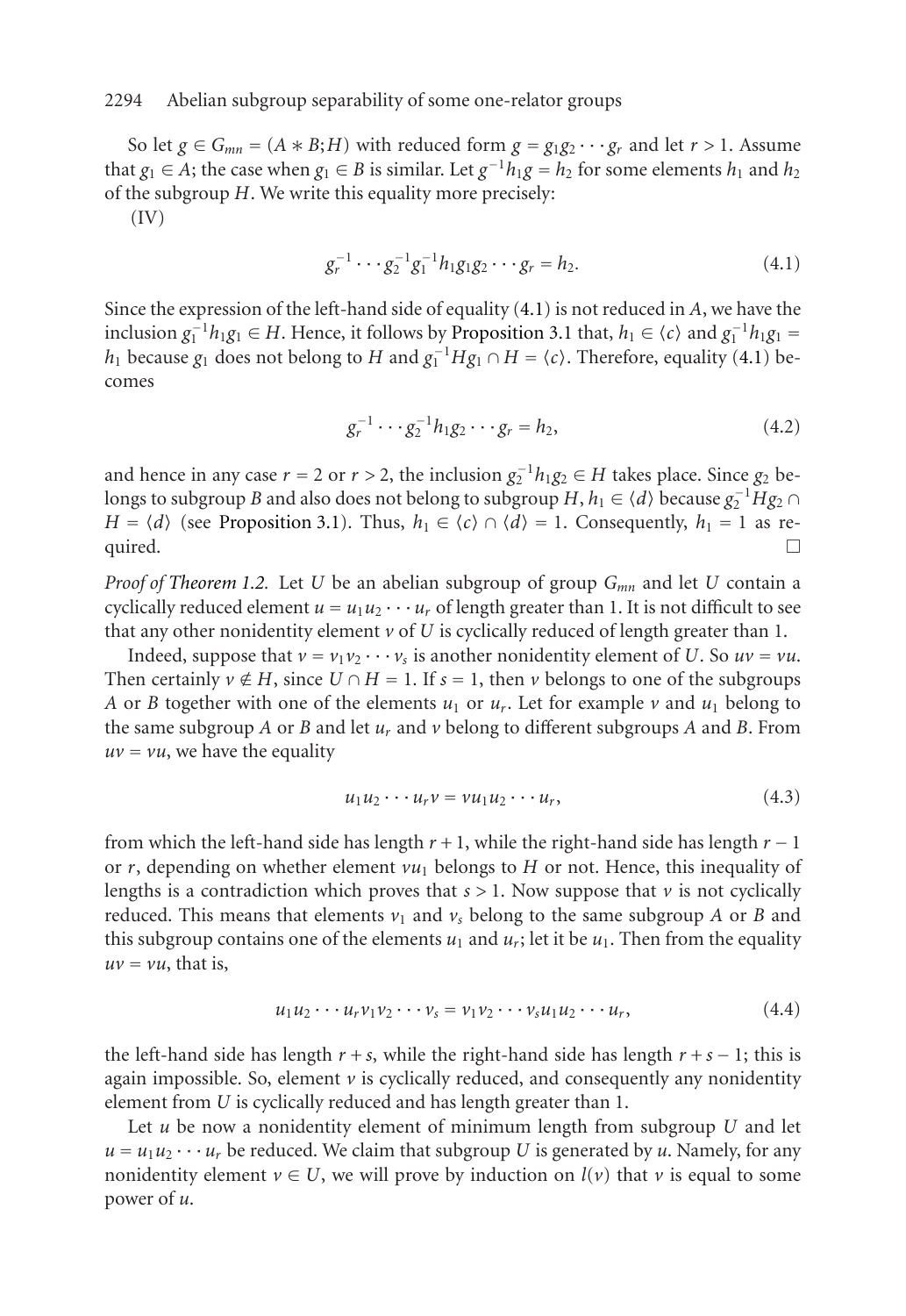So let $g \in G_{mn} = (A * B; H)$ with reduced form $g = g_1 g_2 \cdots g_r$ and let $r > 1$. Assume that $g_1 \in A$; the case when $g_1 \in B$ is similar. Let $g^{-1} h_1 g = h_2$ for some elements $h_1$ and $h_2$ of the subgroup $H$. We write this equality more precisely:

(IV)

$$g_r^{-1} \cdots g_2^{-1} g_1^{-1} h_1 g_1 g_2 \cdots g_r = h_2. \tag{4.1}$$

Since the expression of the left-hand side of equality (4.1) is not reduced in $A$, we have the inclusion $g_1^{-1} h_1 g_1 \in H$. Hence, it follows by Proposition 3.1 that, $h_1 \in \langle c \rangle$ and $g_1^{-1} h_1 g_1 = h_1$ because $g_1$ does not belong to $H$ and $g_1^{-1} H g_1 \cap H = \langle c \rangle$. Therefore, equality (4.1) becomes

$$g_r^{-1} \cdots g_2^{-1} h_1 g_2 \cdots g_r = h_2, \tag{4.2}$$

and hence in any case $r = 2$ or $r > 2$, the inclusion $g_2^{-1} h_1 g_2 \in H$ takes place. Since $g_2$ belongs to subgroup $B$ and also does not belong to subgroup $H$, $h_1 \in \langle d \rangle$ because $g_2^{-1} H g_2 \cap H = \langle d \rangle$ (see Proposition 3.1). Thus, $h_1 \in \langle c \rangle \cap \langle d \rangle = 1$. Consequently, $h_1 = 1$ as required. □

*Proof of Theorem 1.2.* Let $U$ be an abelian subgroup of group $G_{mn}$ and let $U$ contain a cyclically reduced element $u = u_1 u_2 \cdots u_r$ of length greater than 1. It is not difficult to see that any other nonidentity element $v$ of $U$ is cyclically reduced of length greater than 1.

Indeed, suppose that $v = v_1 v_2 \cdots v_s$ is another nonidentity element of $U$. So $uv = vu$. Then certainly $v \notin H$, since $U \cap H = 1$. If $s = 1$, then $v$ belongs to one of the subgroups $A$ or $B$ together with one of the elements $u_1$ or $u_r$. Let for example $v$ and $u_1$ belong to the same subgroup $A$ or $B$ and let $u_r$ and $v$ belong to different subgroups $A$ and $B$. From $uv = vu$, we have the equality

$$u_1 u_2 \cdots u_r v = v u_1 u_2 \cdots u_r, \tag{4.3}$$

from which the left-hand side has length $r + 1$, while the right-hand side has length $r - 1$ or $r$, depending on whether element $vu_1$ belongs to $H$ or not. Hence, this inequality of lengths is a contradiction which proves that $s > 1$. Now suppose that $v$ is not cyclically reduced. This means that elements $v_1$ and $v_s$ belong to the same subgroup $A$ or $B$ and this subgroup contains one of the elements $u_1$ and $u_r$; let it be $u_1$. Then from the equality $uv = vu$, that is,

$$u_1 u_2 \cdots u_r v_1 v_2 \cdots v_s = v_1 v_2 \cdots v_s u_1 u_2 \cdots u_r, \tag{4.4}$$

the left-hand side has length $r + s$, while the right-hand side has length $r + s - 1$; this is again impossible. So, element $v$ is cyclically reduced, and consequently any nonidentity element from $U$ is cyclically reduced and has length greater than 1.

Let $u$ be now a nonidentity element of minimum length from subgroup $U$ and let $u = u_1 u_2 \cdots u_r$ be reduced. We claim that subgroup $U$ is generated by $u$. Namely, for any nonidentity element $v \in U$, we will prove by induction on $l(v)$ that $v$ is equal to some power of $u$.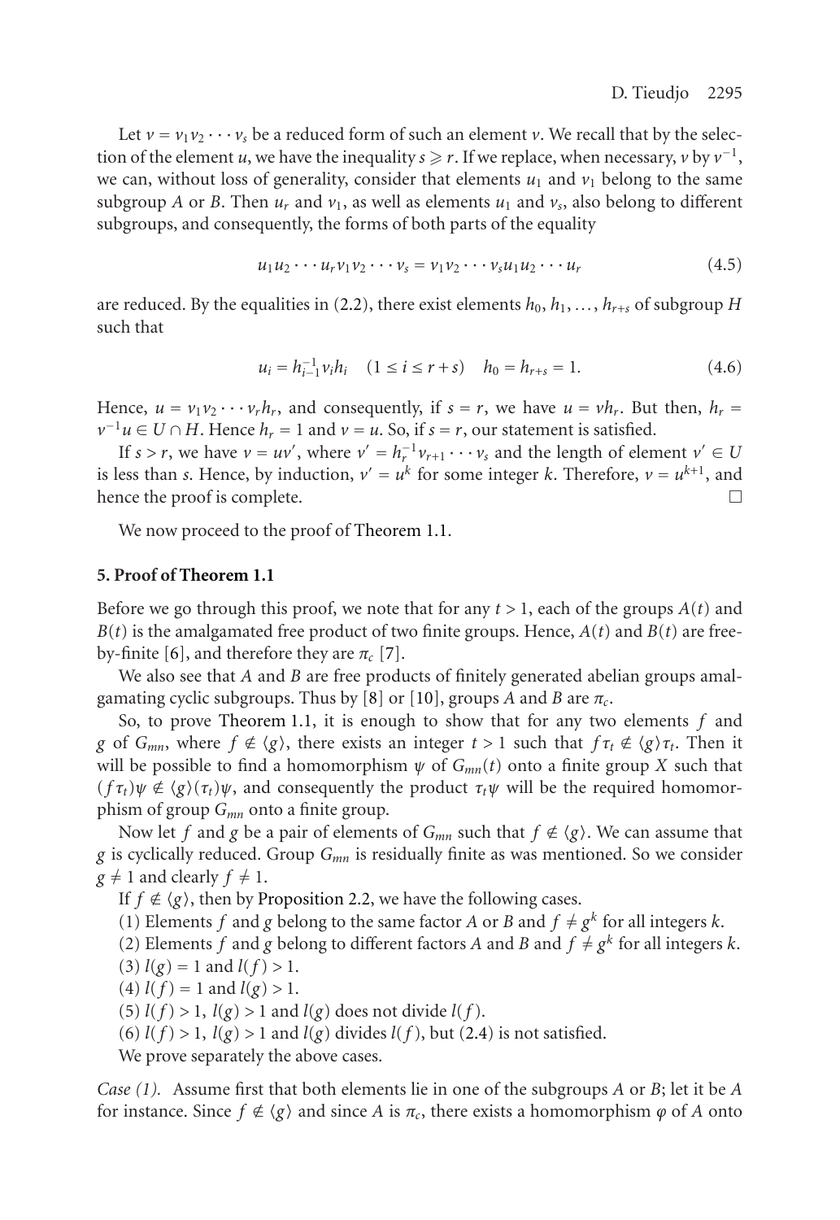Let $v = v_1 v_2 \cdots v_s$ be a reduced form of such an element $v$. We recall that by the selection of the element $u$, we have the inequality $s \geqslant r$. If we replace, when necessary, $v$ by $v^{-1}$, we can, without loss of generality, consider that elements $u_1$ and $v_1$ belong to the same subgroup $A$ or $B$. Then $u_r$ and $v_1$, as well as elements $u_1$ and $v_s$, also belong to different subgroups, and consequently, the forms of both parts of the equality

$$u_1 u_2 \cdots u_r v_1 v_2 \cdots v_s = v_1 v_2 \cdots v_s u_1 u_2 \cdots u_r \tag{4.5}$$

are reduced. By the equalities in (2.2), there exist elements $h_0, h_1, \ldots, h_{r+s}$ of subgroup $H$ such that

$$u_i = h_{i-1}^{-1} v_i h_i \quad (1 \leq i \leq r+s) \quad h_0 = h_{r+s} = 1. \tag{4.6}$$

Hence, $u = v_1 v_2 \cdots v_r h_r$, and consequently, if $s = r$, we have $u = v h_r$. But then, $h_r = v^{-1} u \in U \cap H$. Hence $h_r = 1$ and $v = u$. So, if $s = r$, our statement is satisfied.

If $s > r$, we have $v = uv'$, where $v' = h_r^{-1} v_{r+1} \cdots v_s$ and the length of element $v' \in U$ is less than $s$. Hence, by induction, $v' = u^k$ for some integer $k$. Therefore, $v = u^{k+1}$, and hence the proof is complete. □

We now proceed to the proof of Theorem 1.1.

## 5. Proof of Theorem 1.1

Before we go through this proof, we note that for any $t > 1$, each of the groups $A(t)$ and $B(t)$ is the amalgamated free product of two finite groups. Hence, $A(t)$ and $B(t)$ are free-by-finite [6], and therefore they are $\pi_c$ [7].

We also see that $A$ and $B$ are free products of finitely generated abelian groups amalgamating cyclic subgroups. Thus by [8] or [10], groups $A$ and $B$ are $\pi_c$.

So, to prove Theorem 1.1, it is enough to show that for any two elements $f$ and $g$ of $G_{mn}$, where $f \notin \langle g \rangle$, there exists an integer $t > 1$ such that $f\tau_t \notin \langle g \rangle \tau_t$. Then it will be possible to find a homomorphism $\psi$ of $G_{mn}(t)$ onto a finite group $X$ such that $(f\tau_t)\psi \notin \langle g \rangle (\tau_t)\psi$, and consequently the product $\tau_t \psi$ will be the required homomorphism of group $G_{mn}$ onto a finite group.

Now let $f$ and $g$ be a pair of elements of $G_{mn}$ such that $f \notin \langle g \rangle$. We can assume that $g$ is cyclically reduced. Group $G_{mn}$ is residually finite as was mentioned. So we consider $g \neq 1$ and clearly $f \neq 1$.

If $f \notin \langle g \rangle$, then by Proposition 2.2, we have the following cases.

(1) Elements $f$ and $g$ belong to the same factor $A$ or $B$ and $f \neq g^k$ for all integers $k$.

(2) Elements $f$ and $g$ belong to different factors $A$ and $B$ and $f \neq g^k$ for all integers $k$.

(3) $l(g) = 1$ and $l(f) > 1$.

(4) $l(f) = 1$ and $l(g) > 1$.

(5) $l(f) > 1$, $l(g) > 1$ and $l(g)$ does not divide $l(f)$.

(6) $l(f) > 1$, $l(g) > 1$ and $l(g)$ divides $l(f)$, but (2.4) is not satisfied.

We prove separately the above cases.

*Case (1).* Assume first that both elements lie in one of the subgroups $A$ or $B$; let it be $A$ for instance. Since $f \notin \langle g \rangle$ and since $A$ is $\pi_c$, there exists a homomorphism $\varphi$ of $A$ onto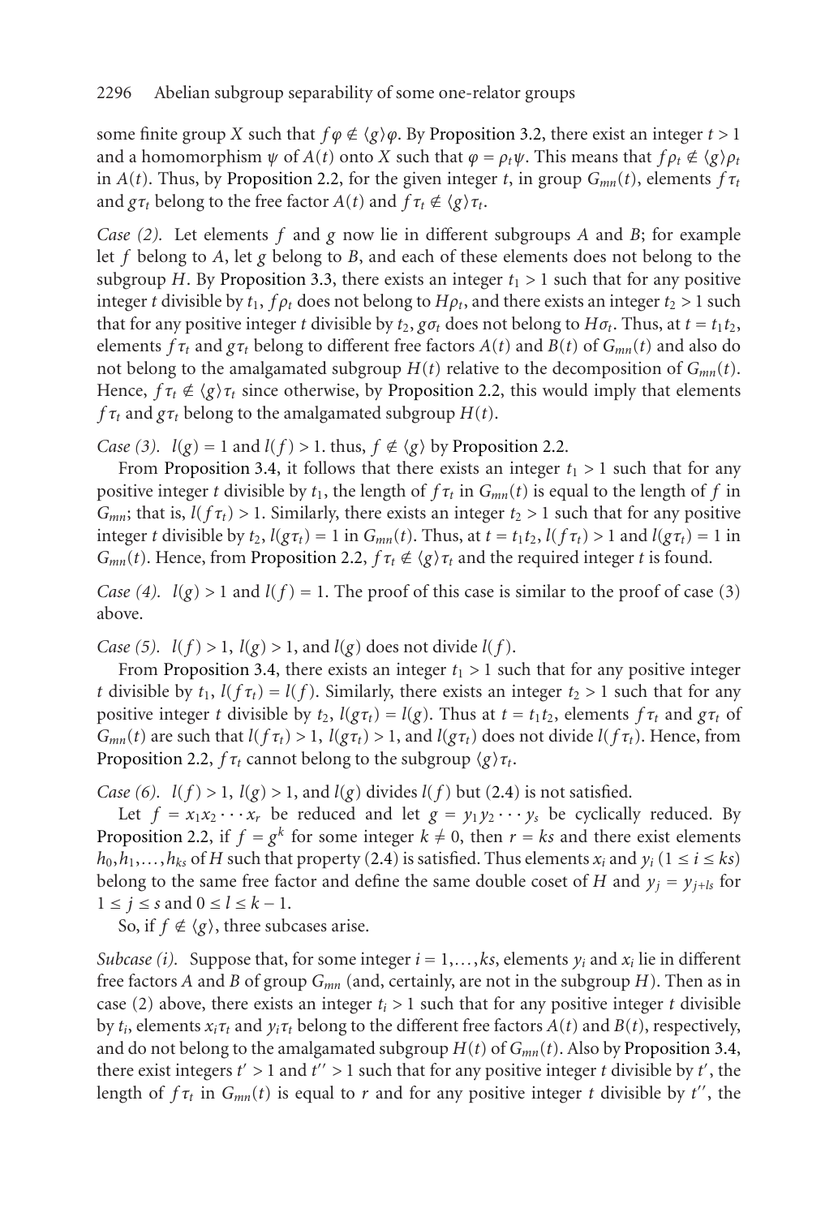some finite group $X$ such that $f\varphi \notin \langle g\rangle\varphi$. By Proposition 3.2, there exist an integer $t > 1$ and a homomorphism $\psi$ of $A(t)$ onto $X$ such that $\varphi = \rho_t\psi$. This means that $f\rho_t \notin \langle g\rangle\rho_t$ in $A(t)$. Thus, by Proposition 2.2, for the given integer $t$, in group $G_{mn}(t)$, elements $f\tau_t$ and $g\tau_t$ belong to the free factor $A(t)$ and $f\tau_t \notin \langle g\rangle\tau_t$.

*Case (2).* Let elements $f$ and $g$ now lie in different subgroups $A$ and $B$; for example let $f$ belong to $A$, let $g$ belong to $B$, and each of these elements does not belong to the subgroup $H$. By Proposition 3.3, there exists an integer $t_1 > 1$ such that for any positive integer $t$ divisible by $t_1$, $f\rho_t$ does not belong to $H\rho_t$, and there exists an integer $t_2 > 1$ such that for any positive integer $t$ divisible by $t_2$, $g\sigma_t$ does not belong to $H\sigma_t$. Thus, at $t = t_1t_2$, elements $f\tau_t$ and $g\tau_t$ belong to different free factors $A(t)$ and $B(t)$ of $G_{mn}(t)$ and also do not belong to the amalgamated subgroup $H(t)$ relative to the decomposition of $G_{mn}(t)$. Hence, $f\tau_t \notin \langle g\rangle\tau_t$ since otherwise, by Proposition 2.2, this would imply that elements $f\tau_t$ and $g\tau_t$ belong to the amalgamated subgroup $H(t)$.

*Case (3).* $l(g) = 1$ and $l(f) > 1$. thus, $f \notin \langle g\rangle$ by Proposition 2.2.

From Proposition 3.4, it follows that there exists an integer $t_1 > 1$ such that for any positive integer $t$ divisible by $t_1$, the length of $f\tau_t$ in $G_{mn}(t)$ is equal to the length of $f$ in $G_{mn}$; that is, $l(f\tau_t) > 1$. Similarly, there exists an integer $t_2 > 1$ such that for any positive integer $t$ divisible by $t_2$, $l(g\tau_t) = 1$ in $G_{mn}(t)$. Thus, at $t = t_1t_2$, $l(f\tau_t) > 1$ and $l(g\tau_t) = 1$ in $G_{mn}(t)$. Hence, from Proposition 2.2, $f\tau_t \notin \langle g\rangle\tau_t$ and the required integer $t$ is found.

*Case (4).* $l(g) > 1$ and $l(f) = 1$. The proof of this case is similar to the proof of case (3) above.

*Case (5).* $l(f) > 1$, $l(g) > 1$, and $l(g)$ does not divide $l(f)$.

From Proposition 3.4, there exists an integer $t_1 > 1$ such that for any positive integer $t$ divisible by $t_1$, $l(f\tau_t) = l(f)$. Similarly, there exists an integer $t_2 > 1$ such that for any positive integer $t$ divisible by $t_2$, $l(g\tau_t) = l(g)$. Thus at $t = t_1t_2$, elements $f\tau_t$ and $g\tau_t$ of $G_{mn}(t)$ are such that $l(f\tau_t) > 1$, $l(g\tau_t) > 1$, and $l(g\tau_t)$ does not divide $l(f\tau_t)$. Hence, from Proposition 2.2, $f\tau_t$ cannot belong to the subgroup $\langle g\rangle\tau_t$.

*Case (6).* $l(f) > 1$, $l(g) > 1$, and $l(g)$ divides $l(f)$ but (2.4) is not satisfied.

Let $f = x_1x_2\cdots x_r$ be reduced and let $g = y_1y_2\cdots y_s$ be cyclically reduced. By Proposition 2.2, if $f = g^k$ for some integer $k \neq 0$, then $r = ks$ and there exist elements $h_0, h_1, \ldots, h_{ks}$ of $H$ such that property (2.4) is satisfied. Thus elements $x_i$ and $y_i$ ($1 \leq i \leq ks$) belong to the same free factor and define the same double coset of $H$ and $y_j = y_{j+ls}$ for $1 \leq j \leq s$ and $0 \leq l \leq k-1$.

So, if $f \notin \langle g\rangle$, three subcases arise.

*Subcase (i).* Suppose that, for some integer $i = 1, \ldots, ks$, elements $y_i$ and $x_i$ lie in different free factors $A$ and $B$ of group $G_{mn}$ (and, certainly, are not in the subgroup $H$). Then as in case (2) above, there exists an integer $t_i > 1$ such that for any positive integer $t$ divisible by $t_i$, elements $x_i\tau_t$ and $y_i\tau_t$ belong to the different free factors $A(t)$ and $B(t)$, respectively, and do not belong to the amalgamated subgroup $H(t)$ of $G_{mn}(t)$. Also by Proposition 3.4, there exist integers $t' > 1$ and $t'' > 1$ such that for any positive integer $t$ divisible by $t'$, the length of $f\tau_t$ in $G_{mn}(t)$ is equal to $r$ and for any positive integer $t$ divisible by $t''$, the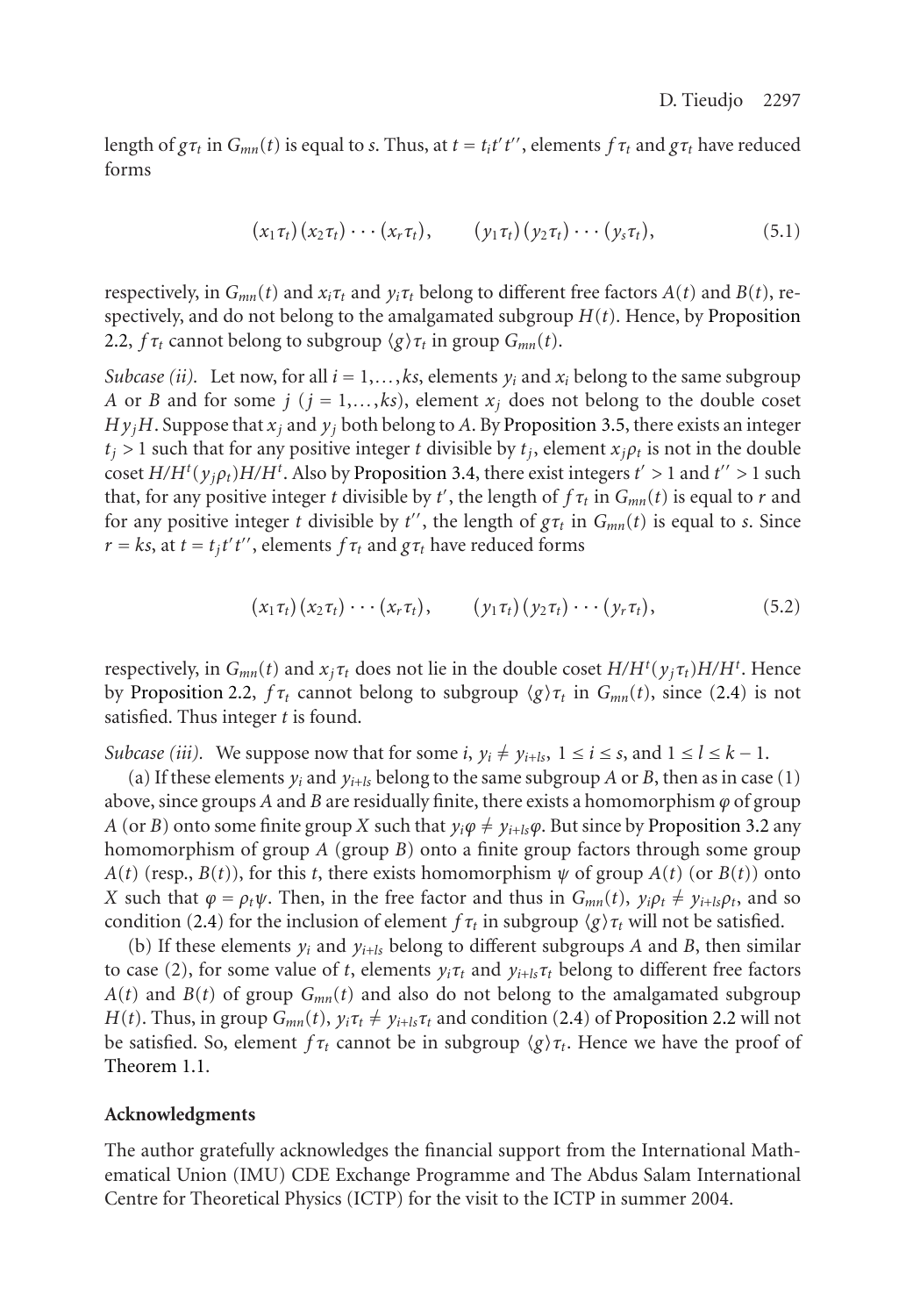length of $g\tau_t$ in $G_{mn}(t)$ is equal to $s$. Thus, at $t = t_i t' t''$, elements $f\tau_t$ and $g\tau_t$ have reduced forms

$$(x_1\tau_t)(x_2\tau_t)\cdots(x_r\tau_t), \qquad (y_1\tau_t)(y_2\tau_t)\cdots(y_s\tau_t), \tag{5.1}$$

respectively, in $G_{mn}(t)$ and $x_i\tau_t$ and $y_i\tau_t$ belong to different free factors $A(t)$ and $B(t)$, respectively, and do not belong to the amalgamated subgroup $H(t)$. Hence, by Proposition 2.2, $f\tau_t$ cannot belong to subgroup $\langle g\rangle\tau_t$ in group $G_{mn}(t)$.

*Subcase (ii).* Let now, for all $i = 1,\ldots,ks$, elements $y_i$ and $x_i$ belong to the same subgroup $A$ or $B$ and for some $j$ ($j = 1,\ldots,ks$), element $x_j$ does not belong to the double coset $Hy_jH$. Suppose that $x_j$ and $y_j$ both belong to $A$. By Proposition 3.5, there exists an integer $t_j > 1$ such that for any positive integer $t$ divisible by $t_j$, element $x_j\rho_t$ is not in the double coset $H/H^t(y_j\rho_t)H/H^t$. Also by Proposition 3.4, there exist integers $t' > 1$ and $t'' > 1$ such that, for any positive integer $t$ divisible by $t'$, the length of $f\tau_t$ in $G_{mn}(t)$ is equal to $r$ and for any positive integer $t$ divisible by $t''$, the length of $g\tau_t$ in $G_{mn}(t)$ is equal to $s$. Since $r = ks$, at $t = t_j t' t''$, elements $f\tau_t$ and $g\tau_t$ have reduced forms

$$(x_1\tau_t)(x_2\tau_t)\cdots(x_r\tau_t), \qquad (y_1\tau_t)(y_2\tau_t)\cdots(y_r\tau_t), \tag{5.2}$$

respectively, in $G_{mn}(t)$ and $x_j\tau_t$ does not lie in the double coset $H/H^t(y_j\tau_t)H/H^t$. Hence by Proposition 2.2, $f\tau_t$ cannot belong to subgroup $\langle g\rangle\tau_t$ in $G_{mn}(t)$, since (2.4) is not satisfied. Thus integer $t$ is found.

*Subcase (iii).* We suppose now that for some $i$, $y_i \neq y_{i+ls}$, $1 \leq i \leq s$, and $1 \leq l \leq k-1$.

(a) If these elements $y_i$ and $y_{i+ls}$ belong to the same subgroup $A$ or $B$, then as in case (1) above, since groups $A$ and $B$ are residually finite, there exists a homomorphism $\varphi$ of group $A$ (or $B$) onto some finite group $X$ such that $y_i\varphi \neq y_{i+ls}\varphi$. But since by Proposition 3.2 any homomorphism of group $A$ (group $B$) onto a finite group factors through some group $A(t)$ (resp., $B(t)$), for this $t$, there exists homomorphism $\psi$ of group $A(t)$ (or $B(t)$) onto $X$ such that $\varphi = \rho_t\psi$. Then, in the free factor and thus in $G_{mn}(t)$, $y_i\rho_t \neq y_{i+ls}\rho_t$, and so condition (2.4) for the inclusion of element $f\tau_t$ in subgroup $\langle g\rangle\tau_t$ will not be satisfied.

(b) If these elements $y_i$ and $y_{i+ls}$ belong to different subgroups $A$ and $B$, then similar to case (2), for some value of $t$, elements $y_i\tau_t$ and $y_{i+ls}\tau_t$ belong to different free factors $A(t)$ and $B(t)$ of group $G_{mn}(t)$ and also do not belong to the amalgamated subgroup $H(t)$. Thus, in group $G_{mn}(t)$, $y_i\tau_t \neq y_{i+ls}\tau_t$ and condition (2.4) of Proposition 2.2 will not be satisfied. So, element $f\tau_t$ cannot be in subgroup $\langle g\rangle\tau_t$. Hence we have the proof of Theorem 1.1.

## Acknowledgments

The author gratefully acknowledges the financial support from the International Mathematical Union (IMU) CDE Exchange Programme and The Abdus Salam International Centre for Theoretical Physics (ICTP) for the visit to the ICTP in summer 2004.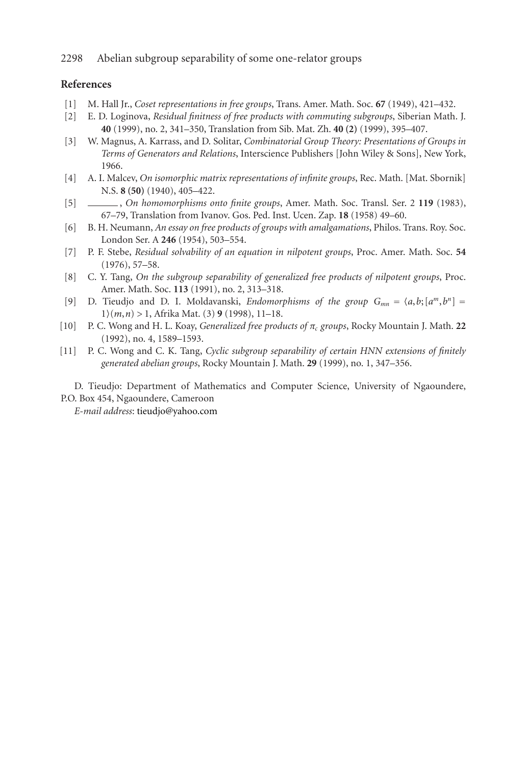## References

[1] M. Hall Jr., *Coset representations in free groups*, Trans. Amer. Math. Soc. **67** (1949), 421–432.

[2] E. D. Loginova, *Residual finitness of free products with commuting subgroups*, Siberian Math. J. **40** (1999), no. 2, 341–350, Translation from Sib. Mat. Zh. **40** (**2**) (1999), 395–407.

[3] W. Magnus, A. Karrass, and D. Solitar, *Combinatorial Group Theory: Presentations of Groups in Terms of Generators and Relations*, Interscience Publishers [John Wiley & Sons], New York, 1966.

[4] A. I. Malcev, *On isomorphic matrix representations of infinite groups*, Rec. Math. [Mat. Sbornik] N.S. **8** (**50**) (1940), 405–422.

[5] ______, *On homomorphisms onto finite groups*, Amer. Math. Soc. Transl. Ser. 2 **119** (1983), 67–79, Translation from Ivanov. Gos. Ped. Inst. Ucen. Zap. **18** (1958) 49–60.

[6] B. H. Neumann, *An essay on free products of groups with amalgamations*, Philos. Trans. Roy. Soc. London Ser. A **246** (1954), 503–554.

[7] P. F. Stebe, *Residual solvability of an equation in nilpotent groups*, Proc. Amer. Math. Soc. **54** (1976), 57–58.

[8] C. Y. Tang, *On the subgroup separability of generalized free products of nilpotent groups*, Proc. Amer. Math. Soc. **113** (1991), no. 2, 313–318.

[9] D. Tieudjo and D. I. Moldavanski, *Endomorphisms of the group* $G_{mn} = \langle a, b; [a^m, b^n] = 1\rangle (m,n) > 1$, Afrika Mat. (3) **9** (1998), 11–18.

[10] P. C. Wong and H. L. Koay, *Generalized free products of* $\pi_c$ *groups*, Rocky Mountain J. Math. **22** (1992), no. 4, 1589–1593.

[11] P. C. Wong and C. K. Tang, *Cyclic subgroup separability of certain HNN extensions of finitely generated abelian groups*, Rocky Mountain J. Math. **29** (1999), no. 1, 347–356.

D. Tieudjo: Department of Mathematics and Computer Science, University of Ngaoundere, P.O. Box 454, Ngaoundere, Cameroon

*E-mail address*: tieudjo@yahoo.com